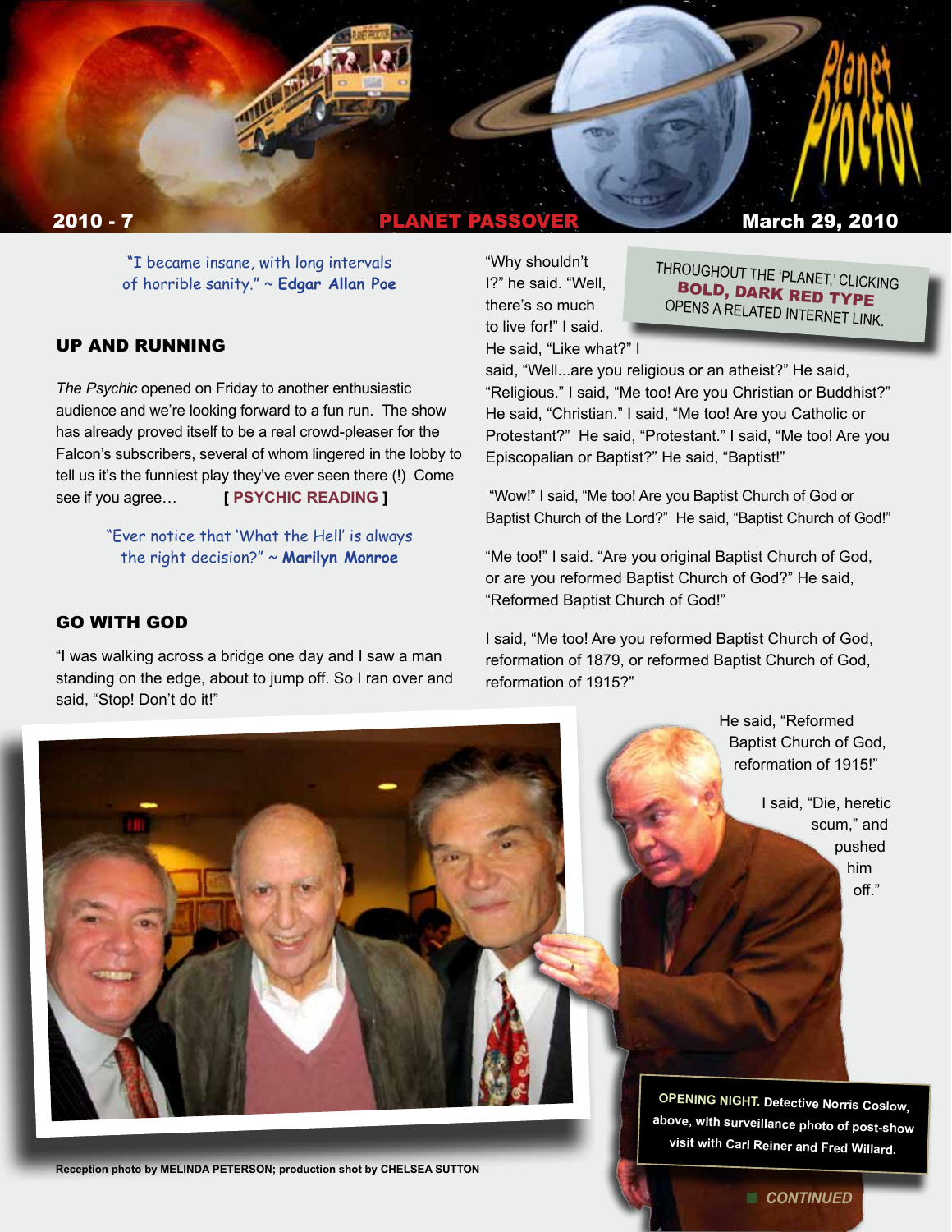# Planet Proctor

**2010 - 7** | **PLANET PASSOVER** | **March 29, 2010**

"I became insane, with long intervals of horrible sanity." ~ **Edgar Allan Poe**

## UP AND RUNNING

*The Psychic* opened on Friday to another enthusiastic audience and we're looking forward to a fun run. The show has already proved itself to be a real crowd-pleaser for the Falcon's subscribers, several of whom lingered in the lobby to tell us it's the funniest play they've ever seen there (!) Come see if you agree… **[ PSYCHIC READING ]**

"Ever notice that 'What the Hell' is always the right decision?" ~ **Marilyn Monroe**

## GO WITH GOD

"I was walking across a bridge one day and I saw a man standing on the edge, about to jump off. So I ran over and said, "Stop! Don't do it!"

"Why shouldn't I?" he said. "Well, there's so much to live for!" I said. He said, "Like what?" I said, "Well...are you religious or an atheist?" He said, "Religious." I said, "Me too! Are you Christian or Buddhist?" He said, "Christian." I said, "Me too! Are you Catholic or Protestant?" He said, "Protestant." I said, "Me too! Are you Episcopalian or Baptist?" He said, "Baptist!"

"Wow!" I said, "Me too! Are you Baptist Church of God or Baptist Church of the Lord?" He said, "Baptist Church of God!"

"Me too!" I said. "Are you original Baptist Church of God, or are you reformed Baptist Church of God?" He said, "Reformed Baptist Church of God!"

I said, "Me too! Are you reformed Baptist Church of God, reformation of 1879, or reformed Baptist Church of God, reformation of 1915?"

He said, "Reformed Baptist Church of God, reformation of 1915!"

I said, "Die, heretic scum," and pushed him off."

THROUGHOUT THE 'PLANET,' CLICKING **BOLD, DARK RED TYPE** OPENS A RELATED INTERNET LINK.

**OPENING NIGHT.** Detective Norris Coslow, above, with surveillance photo of post-show visit with Carl Reiner and Fred Willard.

Reception photo by MELINDA PETERSON; production shot by CHELSEA SUTTON

*CONTINUED*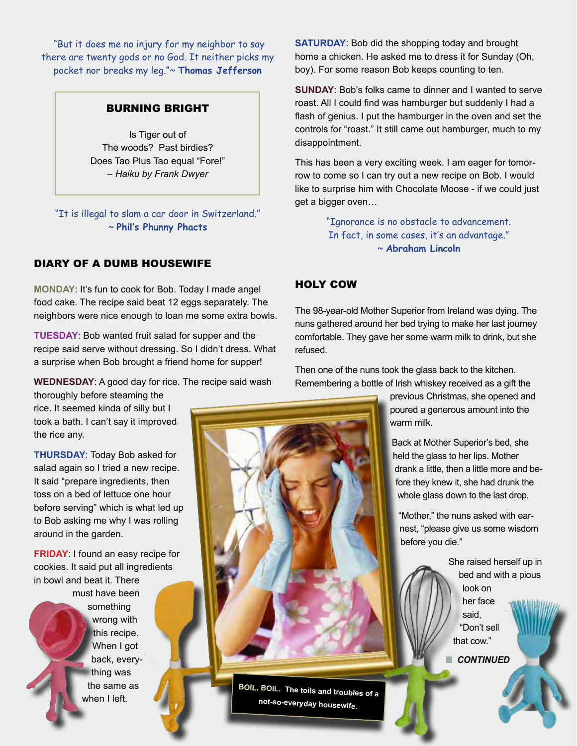"But it does me no injury for my neighbor to say there are twenty gods or no God. It neither picks my pocket nor breaks my leg."~ **Thomas Jefferson**

**BURNING BRIGHT**

Is Tiger out of
The woods? Past birdies?
Does Tao Plus Tao equal "Fore!"
*– Haiku by Frank Dwyer*

"It is illegal to slam a car door in Switzerland."
~ **Phil's Phunny Phacts**

## DIARY OF A DUMB HOUSEWIFE

**MONDAY**: It's fun to cook for Bob. Today I made angel food cake. The recipe said beat 12 eggs separately. The neighbors were nice enough to loan me some extra bowls.

**TUESDAY**: Bob wanted fruit salad for supper and the recipe said serve without dressing. So I didn't dress. What a surprise when Bob brought a friend home for supper!

**WEDNESDAY**: A good day for rice. The recipe said wash thoroughly before steaming the rice. It seemed kinda of silly but I took a bath. I can't say it improved the rice any.

**THURSDAY**: Today Bob asked for salad again so I tried a new recipe. It said "prepare ingredients, then toss on a bed of lettuce one hour before serving" which is what led up to Bob asking me why I was rolling around in the garden.

**FRIDAY**: I found an easy recipe for cookies. It said put all ingredients in bowl and beat it. There must have been something wrong with this recipe. When I got back, everything was the same as when I left.

**SATURDAY**: Bob did the shopping today and brought home a chicken. He asked me to dress it for Sunday (Oh, boy). For some reason Bob keeps counting to ten.

**SUNDAY**: Bob's folks came to dinner and I wanted to serve roast. All I could find was hamburger but suddenly I had a flash of genius. I put the hamburger in the oven and set the controls for "roast." It still came out hamburger, much to my disappointment.

This has been a very exciting week. I am eager for tomorrow to come so I can try out a new recipe on Bob. I would like to surprise him with Chocolate Moose - if we could just get a bigger oven…

**BOIL, BOIL.** The toils and troubles of a not-so-everyday housewife.

"Ignorance is no obstacle to advancement. In fact, in some cases, it's an advantage."
~ **Abraham Lincoln**

## HOLY COW

The 98-year-old Mother Superior from Ireland was dying. The nuns gathered around her bed trying to make her last journey comfortable. They gave her some warm milk to drink, but she refused.

Then one of the nuns took the glass back to the kitchen. Remembering a bottle of Irish whiskey received as a gift the previous Christmas, she opened and poured a generous amount into the warm milk.

Back at Mother Superior's bed, she held the glass to her lips. Mother drank a little, then a little more and before they knew it, she had drunk the whole glass down to the last drop.

"Mother," the nuns asked with earnest, "please give us some wisdom before you die."

She raised herself up in bed and with a pious look on her face said, "Don't sell that cow."

■ ***CONTINUED***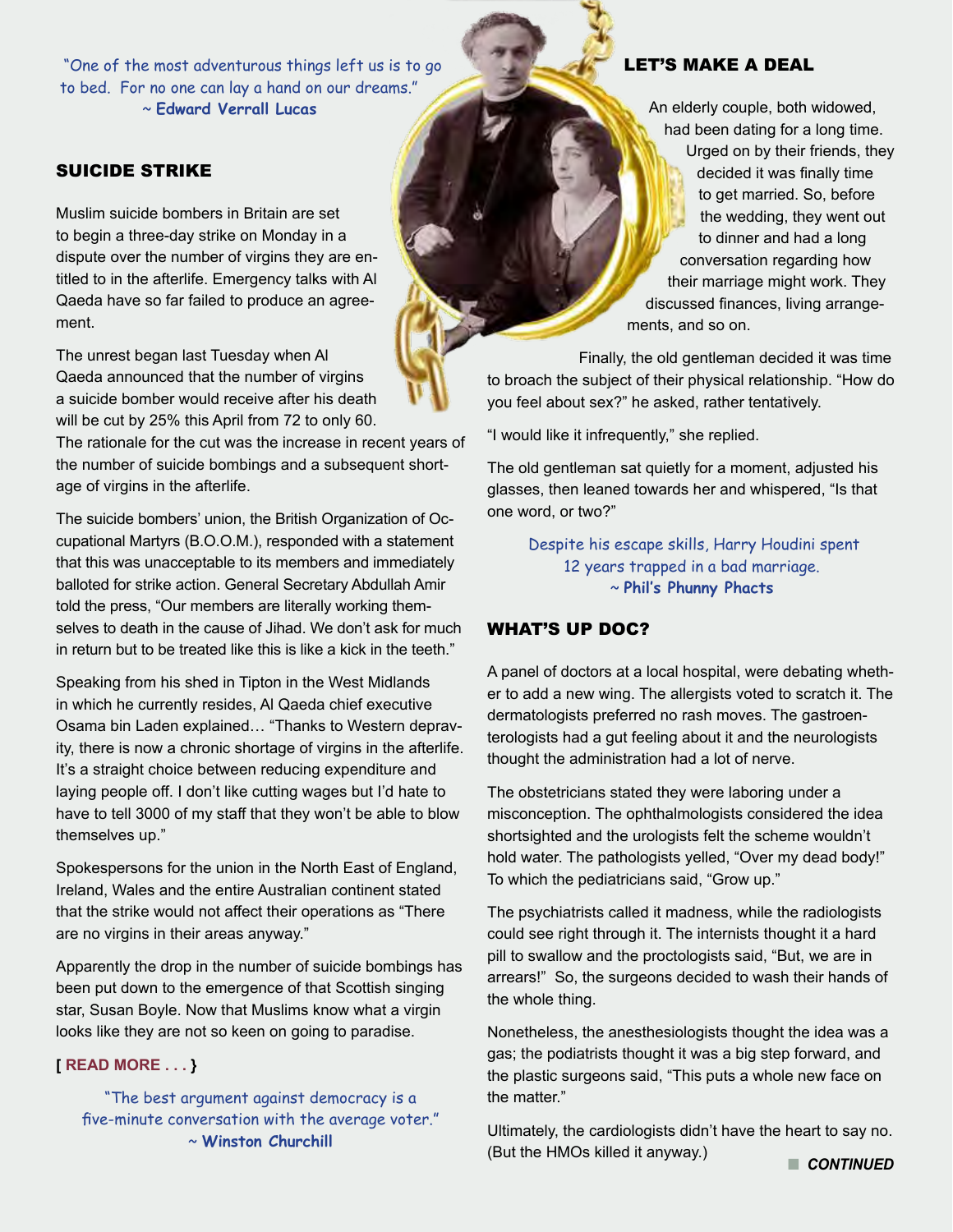"One of the most adventurous things left us is to go to bed. For no one can lay a hand on our dreams."
~ **Edward Verrall Lucas**

## SUICIDE STRIKE

Muslim suicide bombers in Britain are set to begin a three-day strike on Monday in a dispute over the number of virgins they are entitled to in the afterlife. Emergency talks with Al Qaeda have so far failed to produce an agreement.

The unrest began last Tuesday when Al Qaeda announced that the number of virgins a suicide bomber would receive after his death will be cut by 25% this April from 72 to only 60. The rationale for the cut was the increase in recent years of the number of suicide bombings and a subsequent shortage of virgins in the afterlife.

The suicide bombers' union, the British Organization of Occupational Martyrs (B.O.O.M.), responded with a statement that this was unacceptable to its members and immediately balloted for strike action. General Secretary Abdullah Amir told the press, "Our members are literally working themselves to death in the cause of Jihad. We don't ask for much in return but to be treated like this is like a kick in the teeth."

Speaking from his shed in Tipton in the West Midlands in which he currently resides, Al Qaeda chief executive Osama bin Laden explained… "Thanks to Western depravity, there is now a chronic shortage of virgins in the afterlife. It's a straight choice between reducing expenditure and laying people off. I don't like cutting wages but I'd hate to have to tell 3000 of my staff that they won't be able to blow themselves up."

Spokespersons for the union in the North East of England, Ireland, Wales and the entire Australian continent stated that the strike would not affect their operations as "There are no virgins in their areas anyway."

Apparently the drop in the number of suicide bombings has been put down to the emergence of that Scottish singing star, Susan Boyle. Now that Muslims know what a virgin looks like they are not so keen on going to paradise.

**[ READ MORE . . . }**

"The best argument against democracy is a five-minute conversation with the average voter."
~ **Winston Churchill**

## LET'S MAKE A DEAL

An elderly couple, both widowed, had been dating for a long time. Urged on by their friends, they decided it was finally time to get married. So, before the wedding, they went out to dinner and had a long conversation regarding how their marriage might work. They discussed finances, living arrangements, and so on.

Finally, the old gentleman decided it was time to broach the subject of their physical relationship. "How do you feel about sex?" he asked, rather tentatively.

"I would like it infrequently," she replied.

The old gentleman sat quietly for a moment, adjusted his glasses, then leaned towards her and whispered, "Is that one word, or two?"

Despite his escape skills, Harry Houdini spent 12 years trapped in a bad marriage.
~ **Phil's Phunny Phacts**

## WHAT'S UP DOC?

A panel of doctors at a local hospital, were debating whether to add a new wing. The allergists voted to scratch it. The dermatologists preferred no rash moves. The gastroenterologists had a gut feeling about it and the neurologists thought the administration had a lot of nerve.

The obstetricians stated they were laboring under a misconception. The ophthalmologists considered the idea shortsighted and the urologists felt the scheme wouldn't hold water. The pathologists yelled, "Over my dead body!" To which the pediatricians said, "Grow up."

The psychiatrists called it madness, while the radiologists could see right through it. The internists thought it a hard pill to swallow and the proctologists said, "But, we are in arrears!" So, the surgeons decided to wash their hands of the whole thing.

Nonetheless, the anesthesiologists thought the idea was a gas; the podiatrists thought it was a big step forward, and the plastic surgeons said, "This puts a whole new face on the matter."

Ultimately, the cardiologists didn't have the heart to say no. (But the HMOs killed it anyway.)

***CONTINUED***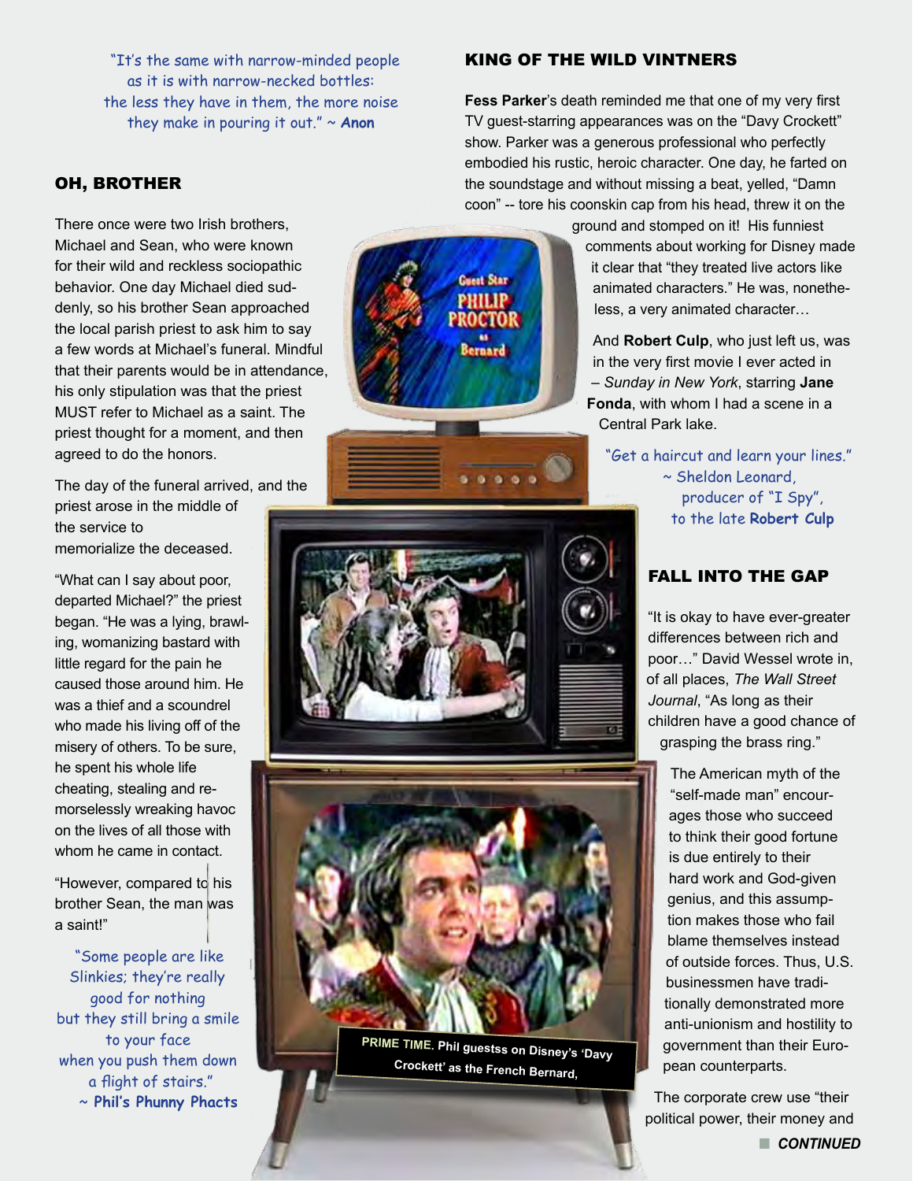"It's the same with narrow-minded people as it is with narrow-necked bottles: the less they have in them, the more noise they make in pouring it out." ~ **Anon**

## OH, BROTHER

There once were two Irish brothers, Michael and Sean, who were known for their wild and reckless sociopathic behavior. One day Michael died suddenly, so his brother Sean approached the local parish priest to ask him to say a few words at Michael's funeral. Mindful that their parents would be in attendance, his only stipulation was that the priest MUST refer to Michael as a saint. The priest thought for a moment, and then agreed to do the honors.

The day of the funeral arrived, and the priest arose in the middle of the service to memorialize the deceased.

"What can I say about poor, departed Michael?" the priest began. "He was a lying, brawling, womanizing bastard with little regard for the pain he caused those around him. He was a thief and a scoundrel who made his living off of the misery of others. To be sure, he spent his whole life cheating, stealing and remorselessly wreaking havoc on the lives of all those with whom he came in contact.

"However, compared to his brother Sean, the man was a saint!"

"Some people are like Slinkies; they're really good for nothing but they still bring a smile to your face when you push them down a flight of stairs." ~ **Phil's Phunny Phacts**

## KING OF THE WILD VINTNERS

**Fess Parker**'s death reminded me that one of my very first TV guest-starring appearances was on the "Davy Crockett" show. Parker was a generous professional who perfectly embodied his rustic, heroic character. One day, he farted on the soundstage and without missing a beat, yelled, "Damn coon" -- tore his coonskin cap from his head, threw it on the ground and stomped on it! His funniest comments about working for Disney made it clear that "they treated live actors like animated characters." He was, nonetheless, a very animated character…

And **Robert Culp**, who just left us, was in the very first movie I ever acted in – *Sunday in New York*, starring **Jane Fonda**, with whom I had a scene in a Central Park lake.

"Get a haircut and learn your lines." ~ Sheldon Leonard, producer of "I Spy", to the late **Robert Culp**

**PRIME TIME.** Phil guestss on Disney's 'Davy Crockett' as the French Bernard,

## FALL INTO THE GAP

"It is okay to have ever-greater differences between rich and poor…" David Wessel wrote in, of all places, *The Wall Street Journal*, "As long as their children have a good chance of grasping the brass ring."

The American myth of the "self-made man" encourages those who succeed to think their good fortune is due entirely to their hard work and God-given genius, and this assumption makes those who fail blame themselves instead of outside forces. Thus, U.S. businessmen have traditionally demonstrated more anti-unionism and hostility to government than their European counterparts.

The corporate crew use "their political power, their money and

***CONTINUED***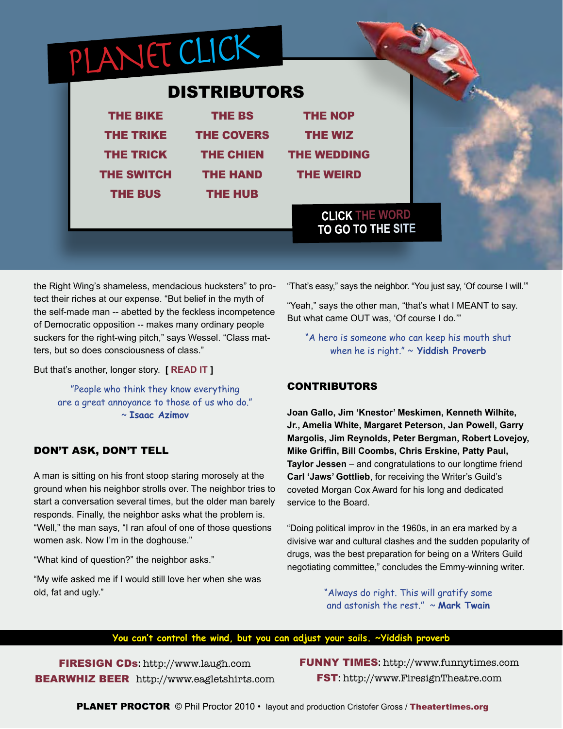# PLANET CLICK

## DISTRIBUTORS

| | | |
|---|---|---|
| THE BIKE | THE BS | THE NOP |
| THE TRIKE | THE COVERS | THE WIZ |
| THE TRICK | THE CHIEN | THE WEDDING |
| THE SWITCH | THE HAND | THE WEIRD |
| THE BUS | THE HUB | |

**CLICK THE WORD TO GO TO THE SITE**

the Right Wing's shameless, mendacious hucksters" to protect their riches at our expense. "But belief in the myth of the self-made man -- abetted by the feckless incompetence of Democratic opposition -- makes many ordinary people suckers for the right-wing pitch," says Wessel. "Class matters, but so does consciousness of class."

But that's another, longer story. **[ READ IT ]**

> "People who think they know everything are a great annoyance to those of us who do." ~ **Isaac Azimov**

### DON'T ASK, DON'T TELL

A man is sitting on his front stoop staring morosely at the ground when his neighbor strolls over. The neighbor tries to start a conversation several times, but the older man barely responds. Finally, the neighbor asks what the problem is. "Well," the man says, "I ran afoul of one of those questions women ask. Now I'm in the doghouse."

"What kind of question?" the neighbor asks."

"My wife asked me if I would still love her when she was old, fat and ugly."

"That's easy," says the neighbor. "You just say, 'Of course I will.'"

"Yeah," says the other man, "that's what I MEANT to say. But what came OUT was, 'Of course I do.'"

> "A hero is someone who can keep his mouth shut when he is right." ~ **Yiddish Proverb**

### CONTRIBUTORS

**Joan Gallo, Jim 'Knestor' Meskimen, Kenneth Wilhite, Jr., Amelia White, Margaret Peterson, Jan Powell, Garry Margolis, Jim Reynolds, Peter Bergman, Robert Lovejoy, Mike Griffin, Bill Coombs, Chris Erskine, Patty Paul, Taylor Jessen** – and congratulations to our longtime friend **Carl 'Jaws' Gottlieb**, for receiving the Writer's Guild's coveted Morgan Cox Award for his long and dedicated service to the Board.

"Doing political improv in the 1960s, in an era marked by a divisive war and cultural clashes and the sudden popularity of drugs, was the best preparation for being on a Writers Guild negotiating committee," concludes the Emmy-winning writer.

> "Always do right. This will gratify some and astonish the rest." ~ **Mark Twain**

**You can't control the wind, but you can adjust your sails. ~Yiddish proverb**

**FIRESIGN CDs**: http://www.laugh.com
**BEARWHIZ BEER** http://www.eagletshirts.com
**FUNNY TIMES**: http://www.funnytimes.com
**FST**: http://www.FiresignTheatre.com

**PLANET PROCTOR** © Phil Proctor 2010 • layout and production Cristofer Gross / **Theatertimes.org**